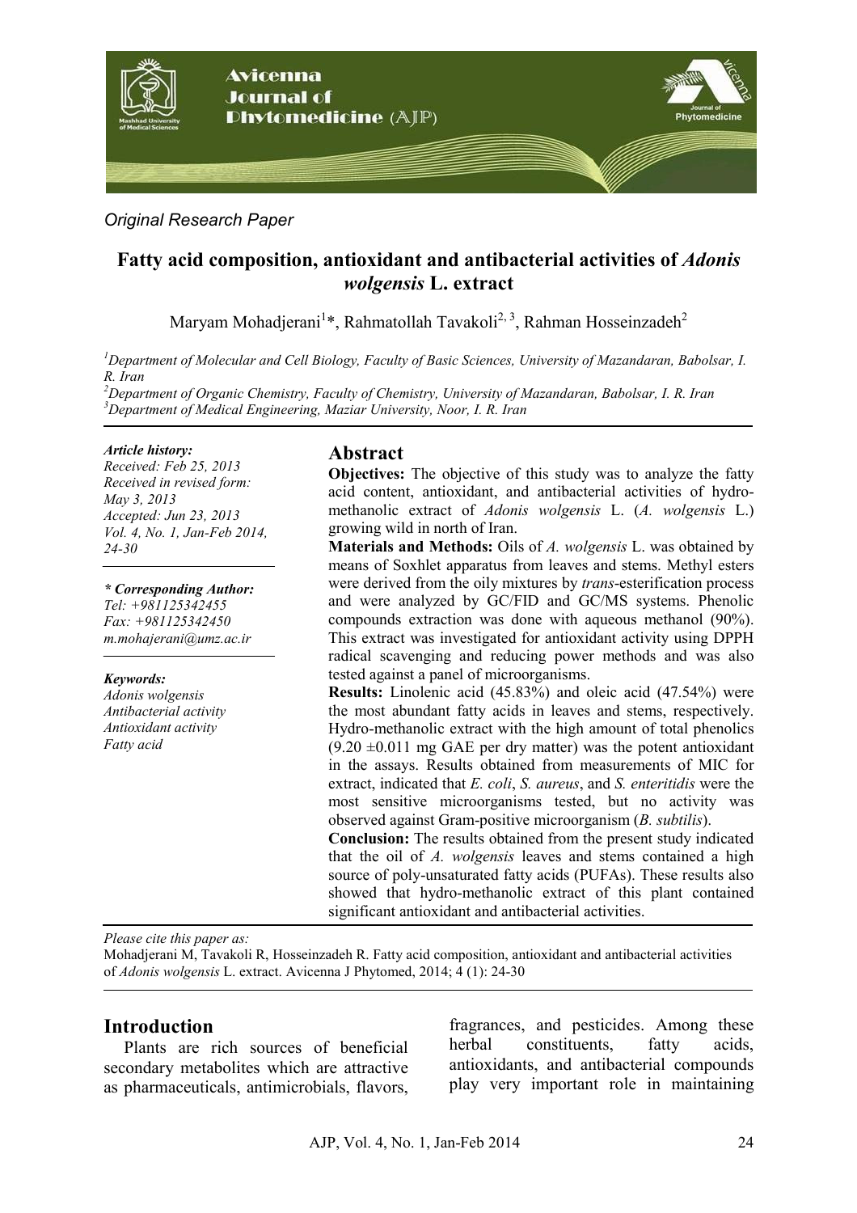*Original Research Paper*

# Fatty acid composition, antioxidant and antibacterial activities of *Adonis wolgensis* L. extract

Maryam Mohadjerani[1]*, Rahmatollah Tavakoli[2, 3], Rahman Hosseinzadeh[2]

[1]*Department of Molecular and Cell Biology, Faculty of Basic Sciences, University of Mazandaran, Babolsar, I. R. Iran*
[2]*Department of Organic Chemistry, Faculty of Chemistry, University of Mazandaran, Babolsar, I. R. Iran*
[3]*Department of Medical Engineering, Maziar University, Noor, I. R. Iran*

***Article history:***
*Received: Feb 25, 2013*
*Received in revised form: May 3, 2013*
*Accepted: Jun 23, 2013*
*Vol. 4, No. 1, Jan-Feb 2014, 24-30*

***\* Corresponding Author:***
*Tel: +981125342455*
*Fax: +981125342450*
*m.mohajerani@umz.ac.ir*

***Keywords:***
*Adonis wolgensis*
*Antibacterial activity*
*Antioxidant activity*
*Fatty acid*

## Abstract

**Objectives:** The objective of this study was to analyze the fatty acid content, antioxidant, and antibacterial activities of hydro-methanolic extract of *Adonis wolgensis* L. (*A. wolgensis* L.) growing wild in north of Iran.

**Materials and Methods:** Oils of *A. wolgensis* L. was obtained by means of Soxhlet apparatus from leaves and stems. Methyl esters were derived from the oily mixtures by *trans*-esterification process and were analyzed by GC/FID and GC/MS systems. Phenolic compounds extraction was done with aqueous methanol (90%). This extract was investigated for antioxidant activity using DPPH radical scavenging and reducing power methods and was also tested against a panel of microorganisms.

**Results:** Linolenic acid (45.83%) and oleic acid (47.54%) were the most abundant fatty acids in leaves and stems, respectively. Hydro-methanolic extract with the high amount of total phenolics (9.20 ±0.011 mg GAE per dry matter) was the potent antioxidant in the assays. Results obtained from measurements of MIC for extract, indicated that *E. coli*, *S. aureus*, and *S. enteritidis* were the most sensitive microorganisms tested, but no activity was observed against Gram-positive microorganism (*B. subtilis*).

**Conclusion:** The results obtained from the present study indicated that the oil of *A. wolgensis* leaves and stems contained a high source of poly-unsaturated fatty acids (PUFAs). These results also showed that hydro-methanolic extract of this plant contained significant antioxidant and antibacterial activities.

*Please cite this paper as:*
Mohadjerani M, Tavakoli R, Hosseinzadeh R. Fatty acid composition, antioxidant and antibacterial activities of *Adonis wolgensis* L. extract. Avicenna J Phytomed, 2014; 4 (1): 24-30

## Introduction

Plants are rich sources of beneficial secondary metabolites which are attractive as pharmaceuticals, antimicrobials, flavors, fragrances, and pesticides. Among these herbal constituents, fatty acids, antioxidants, and antibacterial compounds play very important role in maintaining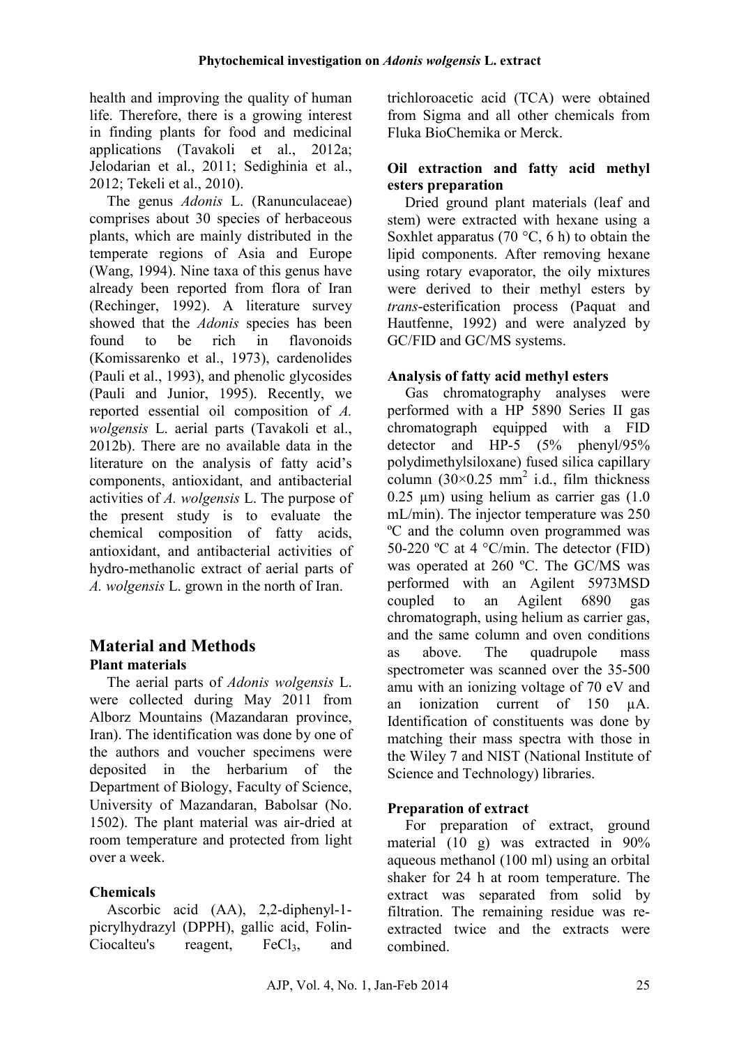health and improving the quality of human life. Therefore, there is a growing interest in finding plants for food and medicinal applications (Tavakoli et al., 2012a; Jelodarian et al., 2011; Sedighinia et al., 2012; Tekeli et al., 2010).

The genus *Adonis* L. (Ranunculaceae) comprises about 30 species of herbaceous plants, which are mainly distributed in the temperate regions of Asia and Europe (Wang, 1994). Nine taxa of this genus have already been reported from flora of Iran (Rechinger, 1992). A literature survey showed that the *Adonis* species has been found to be rich in flavonoids (Komissarenko et al., 1973), cardenolides (Pauli et al., 1993), and phenolic glycosides (Pauli and Junior, 1995). Recently, we reported essential oil composition of *A. wolgensis* L. aerial parts (Tavakoli et al., 2012b). There are no available data in the literature on the analysis of fatty acid's components, antioxidant, and antibacterial activities of *A. wolgensis* L. The purpose of the present study is to evaluate the chemical composition of fatty acids, antioxidant, and antibacterial activities of hydro-methanolic extract of aerial parts of *A. wolgensis* L. grown in the north of Iran.

## Material and Methods

### Plant materials

The aerial parts of *Adonis wolgensis* L. were collected during May 2011 from Alborz Mountains (Mazandaran province, Iran). The identification was done by one of the authors and voucher specimens were deposited in the herbarium of the Department of Biology, Faculty of Science, University of Mazandaran, Babolsar (No. 1502). The plant material was air-dried at room temperature and protected from light over a week.

### Chemicals

Ascorbic acid (AA), 2,2-diphenyl-1-picrylhydrazyl (DPPH), gallic acid, Folin-Ciocalteu's reagent, $FeCl_3$, and trichloroacetic acid (TCA) were obtained from Sigma and all other chemicals from Fluka BioChemika or Merck.

### Oil extraction and fatty acid methyl esters preparation

Dried ground plant materials (leaf and stem) were extracted with hexane using a Soxhlet apparatus (70 °C, 6 h) to obtain the lipid components. After removing hexane using rotary evaporator, the oily mixtures were derived to their methyl esters by *trans*-esterification process (Paquat and Hautfenne, 1992) and were analyzed by GC/FID and GC/MS systems.

### Analysis of fatty acid methyl esters

Gas chromatography analyses were performed with a HP 5890 Series II gas chromatograph equipped with a FID detector and HP-5 (5% phenyl/95% polydimethylsiloxane) fused silica capillary column (30×0.25 $mm^2$ i.d., film thickness 0.25 µm) using helium as carrier gas (1.0 mL/min). The injector temperature was 250 ºC and the column oven programmed was 50-220 ºC at 4 °C/min. The detector (FID) was operated at 260 ºC. The GC/MS was performed with an Agilent 5973MSD coupled to an Agilent 6890 gas chromatograph, using helium as carrier gas, and the same column and oven conditions as above. The quadrupole mass spectrometer was scanned over the 35-500 amu with an ionizing voltage of 70 eV and an ionization current of 150 µA. Identification of constituents was done by matching their mass spectra with those in the Wiley 7 and NIST (National Institute of Science and Technology) libraries.

### Preparation of extract

For preparation of extract, ground material (10 g) was extracted in 90% aqueous methanol (100 ml) using an orbital shaker for 24 h at room temperature. The extract was separated from solid by filtration. The remaining residue was re-extracted twice and the extracts were combined.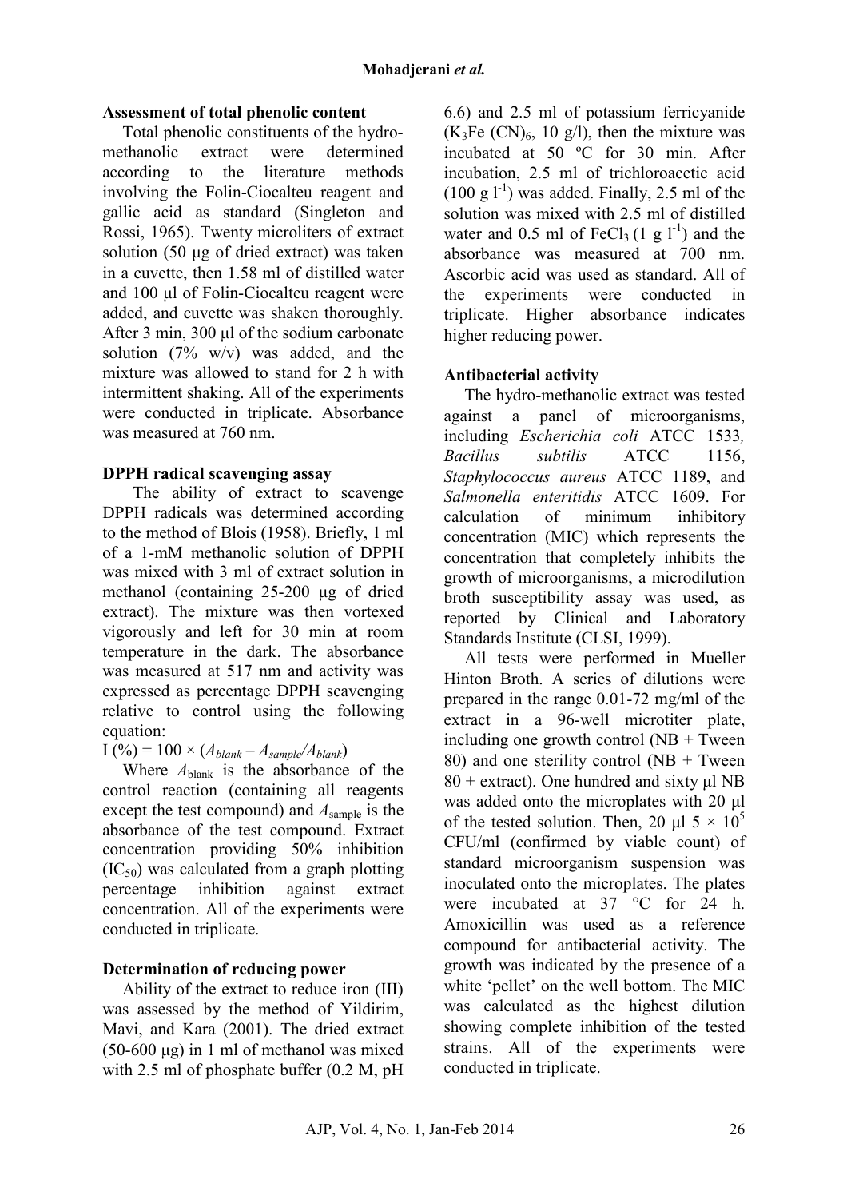## Assessment of total phenolic content

Total phenolic constituents of the hydro-methanolic extract were determined according to the literature methods involving the Folin-Ciocalteu reagent and gallic acid as standard (Singleton and Rossi, 1965). Twenty microliters of extract solution (50 µg of dried extract) was taken in a cuvette, then 1.58 ml of distilled water and 100 µl of Folin-Ciocalteu reagent were added, and cuvette was shaken thoroughly. After 3 min, 300 µl of the sodium carbonate solution (7% w/v) was added, and the mixture was allowed to stand for 2 h with intermittent shaking. All of the experiments were conducted in triplicate. Absorbance was measured at 760 nm.

## DPPH radical scavenging assay

The ability of extract to scavenge DPPH radicals was determined according to the method of Blois (1958). Briefly, 1 ml of a 1-mM methanolic solution of DPPH was mixed with 3 ml of extract solution in methanol (containing 25-200 µg of dried extract). The mixture was then vortexed vigorously and left for 30 min at room temperature in the dark. The absorbance was measured at 517 nm and activity was expressed as percentage DPPH scavenging relative to control using the following equation:

$$I (\%) = 100 \times (A_{blank} - A_{sample}/A_{blank})$$

Where $A_{blank}$ is the absorbance of the control reaction (containing all reagents except the test compound) and $A_{sample}$ is the absorbance of the test compound. Extract concentration providing 50% inhibition ($IC_{50}$) was calculated from a graph plotting percentage inhibition against extract concentration. All of the experiments were conducted in triplicate.

## Determination of reducing power

Ability of the extract to reduce iron (III) was assessed by the method of Yildirim, Mavi, and Kara (2001). The dried extract (50-600 µg) in 1 ml of methanol was mixed with 2.5 ml of phosphate buffer (0.2 M, pH 6.6) and 2.5 ml of potassium ferricyanide ($K_3Fe(CN)_6$, 10 g/l), then the mixture was incubated at 50 ºC for 30 min. After incubation, 2.5 ml of trichloroacetic acid (100 g $l^{-1}$) was added. Finally, 2.5 ml of the solution was mixed with 2.5 ml of distilled water and 0.5 ml of $FeCl_3$ (1 g $l^{-1}$) and the absorbance was measured at 700 nm. Ascorbic acid was used as standard. All of the experiments were conducted in triplicate. Higher absorbance indicates higher reducing power.

## Antibacterial activity

The hydro-methanolic extract was tested against a panel of microorganisms, including *Escherichia coli* ATCC 1533*, Bacillus subtilis* ATCC 1156, *Staphylococcus aureus* ATCC 1189, and *Salmonella enteritidis* ATCC 1609. For calculation of minimum inhibitory concentration (MIC) which represents the concentration that completely inhibits the growth of microorganisms, a microdilution broth susceptibility assay was used, as reported by Clinical and Laboratory Standards Institute (CLSI, 1999).

All tests were performed in Mueller Hinton Broth. A series of dilutions were prepared in the range 0.01-72 mg/ml of the extract in a 96-well microtiter plate, including one growth control (NB + Tween 80) and one sterility control (NB + Tween 80 + extract). One hundred and sixty µl NB was added onto the microplates with 20 µl of the tested solution. Then, 20 µl $5 \times 10^5$ CFU/ml (confirmed by viable count) of standard microorganism suspension was inoculated onto the microplates. The plates were incubated at 37 °C for 24 h. Amoxicillin was used as a reference compound for antibacterial activity. The growth was indicated by the presence of a white 'pellet' on the well bottom. The MIC was calculated as the highest dilution showing complete inhibition of the tested strains. All of the experiments were conducted in triplicate.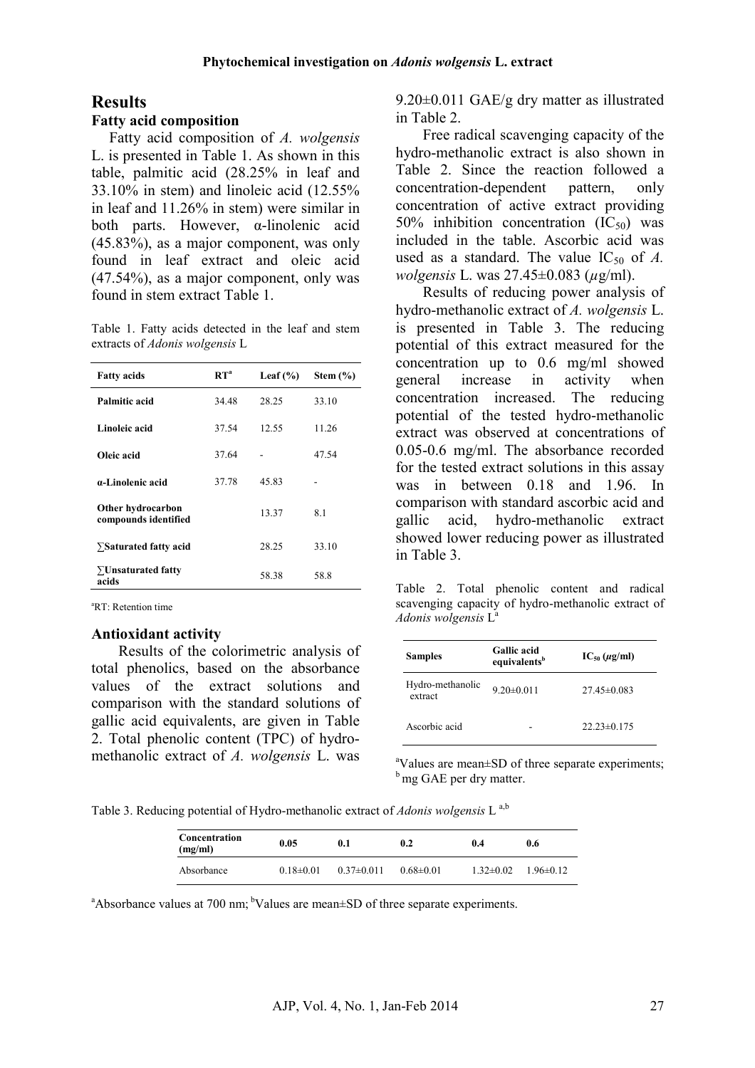## Results

### Fatty acid composition

Fatty acid composition of *A. wolgensis* L. is presented in Table 1. As shown in this table, palmitic acid (28.25% in leaf and 33.10% in stem) and linoleic acid (12.55% in leaf and 11.26% in stem) were similar in both parts. However, α-linolenic acid (45.83%), as a major component, was only found in leaf extract and oleic acid (47.54%), as a major component, only was found in stem extract Table 1.

Table 1. Fatty acids detected in the leaf and stem extracts of *Adonis wolgensis* L

| Fatty acids | RT[a] | Leaf (%) | Stem (%) |
|---|---|---|---|
| **Palmitic acid** | 34.48 | 28.25 | 33.10 |
| **Linoleic acid** | 37.54 | 12.55 | 11.26 |
| **Oleic acid** | 37.64 | - | 47.54 |
| **α-Linolenic acid** | 37.78 | 45.83 | - |
| **Other hydrocarbon compounds identified** | | 13.37 | 8.1 |
| **∑Saturated fatty acid** | | 28.25 | 33.10 |
| **∑Unsaturated fatty acids** | | 58.38 | 58.8 |

[a]RT: Retention time

### Antioxidant activity

Results of the colorimetric analysis of total phenolics, based on the absorbance values of the extract solutions and comparison with the standard solutions of gallic acid equivalents, are given in Table 2. Total phenolic content (TPC) of hydro-methanolic extract of *A. wolgensis* L. was 9.20±0.011 GAE/g dry matter as illustrated in Table 2.

Free radical scavenging capacity of the hydro-methanolic extract is also shown in Table 2. Since the reaction followed a concentration-dependent pattern, only concentration of active extract providing 50% inhibition concentration ($IC_{50}$) was included in the table. Ascorbic acid was used as a standard. The value $IC_{50}$ of *A. wolgensis* L. was 27.45±0.083 ($\mu$g/ml).

Results of reducing power analysis of hydro-methanolic extract of *A. wolgensis* L. is presented in Table 3. The reducing potential of this extract measured for the concentration up to 0.6 mg/ml showed general increase in activity when concentration increased. The reducing potential of the tested hydro-methanolic extract was observed at concentrations of 0.05-0.6 mg/ml. The absorbance recorded for the tested extract solutions in this assay was in between 0.18 and 1.96. In comparison with standard ascorbic acid and gallic acid, hydro-methanolic extract showed lower reducing power as illustrated in Table 3.

Table 2. Total phenolic content and radical scavenging capacity of hydro-methanolic extract of *Adonis wolgensis* L[a]

| Samples | Gallic acid equivalents[b] | $IC_{50}$ ($\mu$g/ml) |
|---|---|---|
| Hydro-methanolic extract | 9.20±0.011 | 27.45±0.083 |
| Ascorbic acid | - | 22.23±0.175 |

[a]Values are mean±SD of three separate experiments; [b] mg GAE per dry matter.

Table 3. Reducing potential of Hydro-methanolic extract of *Adonis wolgensis* L [a,b]

| Concentration (mg/ml) | 0.05 | 0.1 | 0.2 | 0.4 | 0.6 |
|---|---|---|---|---|---|
| Absorbance | 0.18±0.01 | 0.37±0.011 | 0.68±0.01 | 1.32±0.02 | 1.96±0.12 |

[a]Absorbance values at 700 nm; [b]Values are mean±SD of three separate experiments.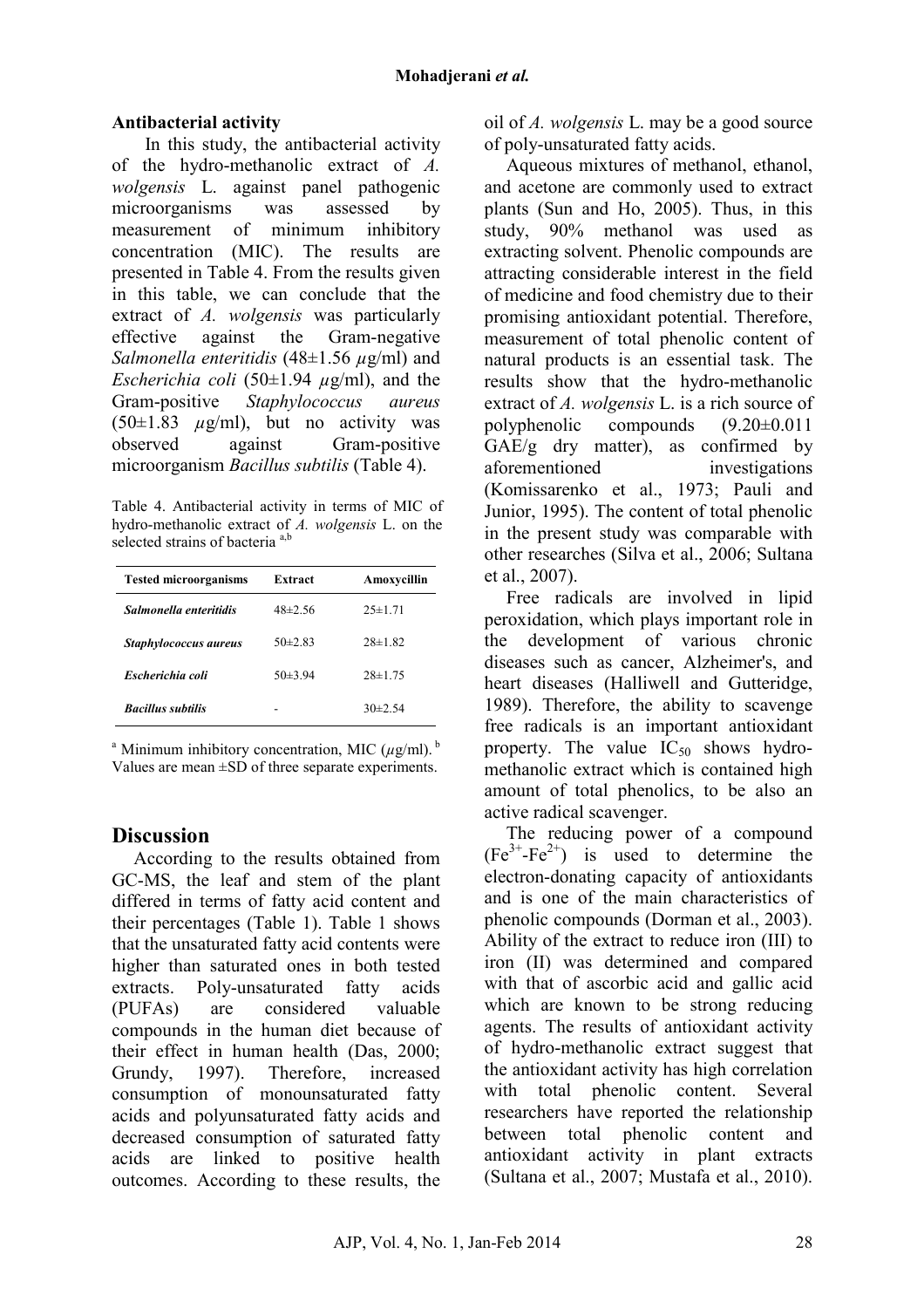### Antibacterial activity

In this study, the antibacterial activity of the hydro-methanolic extract of *A. wolgensis* L. against panel pathogenic microorganisms was assessed by measurement of minimum inhibitory concentration (MIC). The results are presented in Table 4. From the results given in this table, we can conclude that the extract of *A. wolgensis* was particularly effective against the Gram-negative *Salmonella enteritidis* (48±1.56 $\mu$g/ml) and *Escherichia coli* (50±1.94 $\mu$g/ml), and the Gram-positive *Staphylococcus aureus* (50±1.83 $\mu$g/ml), but no activity was observed against Gram-positive microorganism *Bacillus subtilis* (Table 4).

Table 4. Antibacterial activity in terms of MIC of hydro-methanolic extract of *A. wolgensis* L. on the selected strains of bacteria [a,b]

| Tested microorganisms | Extract | Amoxycillin |
|---|---|---|
| ***Salmonella enteritidis*** | 48±2.56 | 25±1.71 |
| ***Staphylococcus aureus*** | 50±2.83 | 28±1.82 |
| ***Escherichia coli*** | 50±3.94 | 28±1.75 |
| ***Bacillus subtilis*** | - | 30±2.54 |

[a] Minimum inhibitory concentration, MIC ($\mu$g/ml). [b] Values are mean ±SD of three separate experiments.

## Discussion

According to the results obtained from GC-MS, the leaf and stem of the plant differed in terms of fatty acid content and their percentages (Table 1). Table 1 shows that the unsaturated fatty acid contents were higher than saturated ones in both tested extracts. Poly-unsaturated fatty acids (PUFAs) are considered valuable compounds in the human diet because of their effect in human health (Das, 2000; Grundy, 1997). Therefore, increased consumption of monounsaturated fatty acids and polyunsaturated fatty acids and decreased consumption of saturated fatty acids are linked to positive health outcomes. According to these results, the oil of *A. wolgensis* L. may be a good source of poly-unsaturated fatty acids.

Aqueous mixtures of methanol, ethanol, and acetone are commonly used to extract plants (Sun and Ho, 2005). Thus, in this study, 90% methanol was used as extracting solvent. Phenolic compounds are attracting considerable interest in the field of medicine and food chemistry due to their promising antioxidant potential. Therefore, measurement of total phenolic content of natural products is an essential task. The results show that the hydro-methanolic extract of *A. wolgensis* L. is a rich source of polyphenolic compounds (9.20±0.011 GAE/g dry matter), as confirmed by aforementioned investigations (Komissarenko et al., 1973; Pauli and Junior, 1995). The content of total phenolic in the present study was comparable with other researches (Silva et al., 2006; Sultana et al., 2007).

Free radicals are involved in lipid peroxidation, which plays important role in the development of various chronic diseases such as cancer, Alzheimer's, and heart diseases (Halliwell and Gutteridge, 1989). Therefore, the ability to scavenge free radicals is an important antioxidant property. The value $IC_{50}$ shows hydro-methanolic extract which is contained high amount of total phenolics, to be also an active radical scavenger.

The reducing power of a compound ($Fe^{3+}$-$Fe^{2+}$) is used to determine the electron-donating capacity of antioxidants and is one of the main characteristics of phenolic compounds (Dorman et al., 2003). Ability of the extract to reduce iron (III) to iron (II) was determined and compared with that of ascorbic acid and gallic acid which are known to be strong reducing agents. The results of antioxidant activity of hydro-methanolic extract suggest that the antioxidant activity has high correlation with total phenolic content. Several researchers have reported the relationship between total phenolic content and antioxidant activity in plant extracts (Sultana et al., 2007; Mustafa et al., 2010).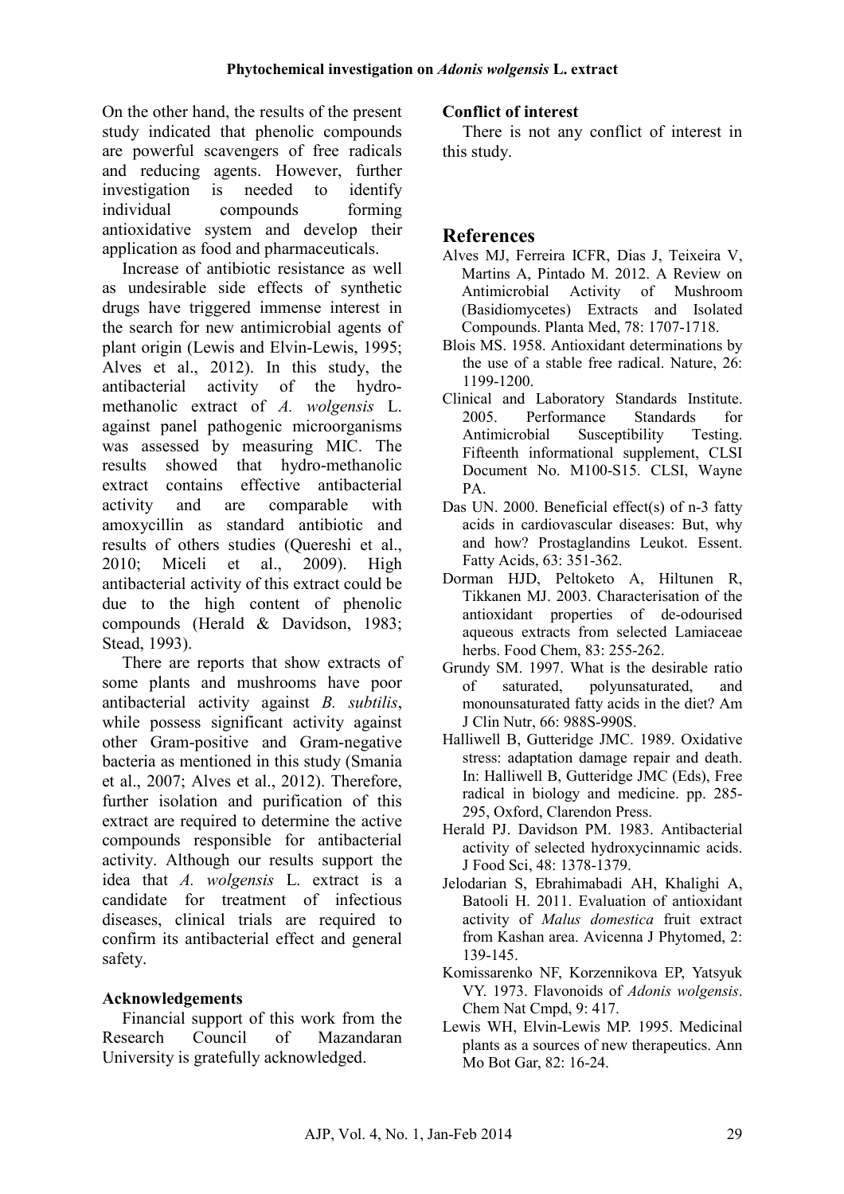On the other hand, the results of the present study indicated that phenolic compounds are powerful scavengers of free radicals and reducing agents. However, further investigation is needed to identify individual compounds forming antioxidative system and develop their application as food and pharmaceuticals.

Increase of antibiotic resistance as well as undesirable side effects of synthetic drugs have triggered immense interest in the search for new antimicrobial agents of plant origin (Lewis and Elvin-Lewis, 1995; Alves et al., 2012). In this study, the antibacterial activity of the hydro-methanolic extract of *A. wolgensis* L. against panel pathogenic microorganisms was assessed by measuring MIC. The results showed that hydro-methanolic extract contains effective antibacterial activity and are comparable with amoxycillin as standard antibiotic and results of others studies (Quereshi et al., 2010; Miceli et al., 2009). High antibacterial activity of this extract could be due to the high content of phenolic compounds (Herald & Davidson, 1983; Stead, 1993).

There are reports that show extracts of some plants and mushrooms have poor antibacterial activity against *B. subtilis*, while possess significant activity against other Gram-positive and Gram-negative bacteria as mentioned in this study (Smania et al., 2007; Alves et al., 2012). Therefore, further isolation and purification of this extract are required to determine the active compounds responsible for antibacterial activity. Although our results support the idea that *A. wolgensis* L. extract is a candidate for treatment of infectious diseases, clinical trials are required to confirm its antibacterial effect and general safety.

### Acknowledgements

Financial support of this work from the Research Council of Mazandaran University is gratefully acknowledged.

### Conflict of interest

There is not any conflict of interest in this study.

## References

Alves MJ, Ferreira ICFR, Dias J, Teixeira V, Martins A, Pintado M. 2012. A Review on Antimicrobial Activity of Mushroom (Basidiomycetes) Extracts and Isolated Compounds. Planta Med, 78: 1707-1718.

Blois MS. 1958. Antioxidant determinations by the use of a stable free radical. Nature, 26: 1199-1200.

Clinical and Laboratory Standards Institute. 2005. Performance Standards for Antimicrobial Susceptibility Testing. Fifteenth informational supplement, CLSI Document No. M100-S15. CLSI, Wayne PA.

Das UN. 2000. Beneficial effect(s) of n-3 fatty acids in cardiovascular diseases: But, why and how? Prostaglandins Leukot. Essent. Fatty Acids, 63: 351-362.

Dorman HJD, Peltoketo A, Hiltunen R, Tikkanen MJ. 2003. Characterisation of the antioxidant properties of de-odourised aqueous extracts from selected Lamiaceae herbs. Food Chem, 83: 255-262.

Grundy SM. 1997. What is the desirable ratio of saturated, polyunsaturated, and monounsaturated fatty acids in the diet? Am J Clin Nutr, 66: 988S-990S.

Halliwell B, Gutteridge JMC. 1989. Oxidative stress: adaptation damage repair and death. In: Halliwell B, Gutteridge JMC (Eds), Free radical in biology and medicine. pp. 285-295, Oxford, Clarendon Press.

Herald PJ. Davidson PM. 1983. Antibacterial activity of selected hydroxycinnamic acids. J Food Sci, 48: 1378-1379.

Jelodarian S, Ebrahimabadi AH, Khalighi A, Batooli H. 2011. Evaluation of antioxidant activity of *Malus domestica* fruit extract from Kashan area. Avicenna J Phytomed, 2: 139-145.

Komissarenko NF, Korzennikova EP, Yatsyuk VY. 1973. Flavonoids of *Adonis wolgensis*. Chem Nat Cmpd, 9: 417.

Lewis WH, Elvin-Lewis MP. 1995. Medicinal plants as a sources of new therapeutics. Ann Mo Bot Gar, 82: 16-24.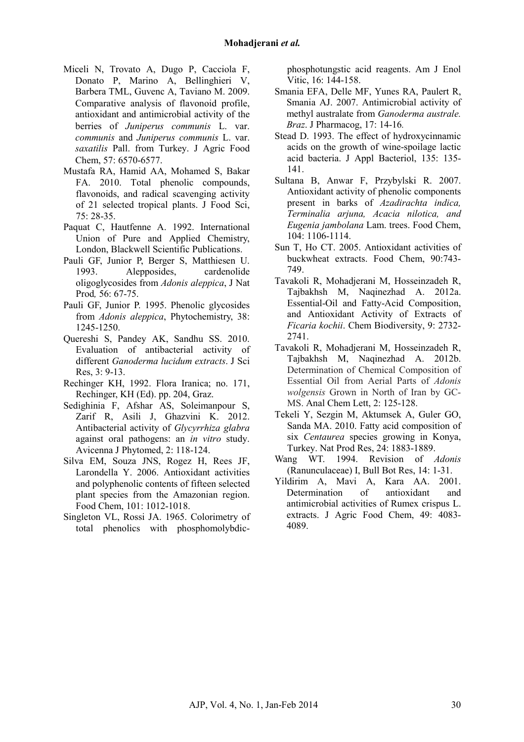Miceli N, Trovato A, Dugo P, Cacciola F, Donato P, Marino A, Bellinghieri V, Barbera TML, Guvenc A, Taviano M. 2009. Comparative analysis of flavonoid profile, antioxidant and antimicrobial activity of the berries of *Juniperus communis* L. var. *communis* and *Juniperus communis* L. var. *saxatilis* Pall. from Turkey. J Agric Food Chem, 57: 6570-6577.

Mustafa RA, Hamid AA, Mohamed S, Bakar FA. 2010. Total phenolic compounds, flavonoids, and radical scavenging activity of 21 selected tropical plants. J Food Sci, 75: 28-35.

Paquat C, Hautfenne A. 1992. International Union of Pure and Applied Chemistry, London, Blackwell Scientific Publications.

Pauli GF, Junior P, Berger S, Matthiesen U. 1993. Alepposides, cardenolide oligoglycosides from *Adonis aleppica*, J Nat Prod*,* 56: 67-75.

Pauli GF, Junior P. 1995. Phenolic glycosides from *Adonis aleppica*, Phytochemistry, 38: 1245-1250.

Quereshi S, Pandey AK, Sandhu SS. 2010. Evaluation of antibacterial activity of different *Ganoderma lucidum extracts*. J Sci Res, 3: 9-13.

Rechinger KH, 1992. Flora Iranica; no. 171, Rechinger, KH (Ed). pp. 204, Graz.

Sedighinia F, Afshar AS, Soleimanpour S, Zarif R, Asili J, Ghazvini K. 2012. Antibacterial activity of *Glycyrrhiza glabra* against oral pathogens: an *in vitro* study. Avicenna J Phytomed, 2: 118-124.

Silva EM, Souza JNS, Rogez H, Rees JF, Larondella Y. 2006. Antioxidant activities and polyphenolic contents of fifteen selected plant species from the Amazonian region. Food Chem, 101: 1012-1018.

Singleton VL, Rossi JA. 1965. Colorimetry of total phenolics with phosphomolybdic-phosphotungstic acid reagents. Am J Enol Vitic, 16: 144-158.

Smania EFA, Delle MF, Yunes RA, Paulert R, Smania AJ. 2007. Antimicrobial activity of methyl australate from *Ganoderma australe. Braz*. J Pharmacog, 17: 14-16*.*

Stead D. 1993. The effect of hydroxycinnamic acids on the growth of wine-spoilage lactic acid bacteria. J Appl Bacteriol, 135: 135-141.

Sultana B, Anwar F, Przybylski R. 2007. Antioxidant activity of phenolic components present in barks of *Azadirachta indica, Terminalia arjuna, Acacia nilotica, and Eugenia jambolana* Lam. trees. Food Chem, 104: 1106-1114.

Sun T, Ho CT. 2005. Antioxidant activities of buckwheat extracts. Food Chem, 90:743-749.

Tavakoli R, Mohadjerani M, Hosseinzadeh R, Tajbakhsh M, Naqinezhad A. 2012a. Essential-Oil and Fatty-Acid Composition, and Antioxidant Activity of Extracts of *Ficaria kochii*. Chem Biodiversity, 9: 2732-2741.

Tavakoli R, Mohadjerani M, Hosseinzadeh R, Tajbakhsh M, Naqinezhad A. 2012b. Determination of Chemical Composition of Essential Oil from Aerial Parts of *Adonis wolgensis* Grown in North of Iran by GC-MS. Anal Chem Lett, 2: 125-128.

Tekeli Y, Sezgin M, Aktumsek A, Guler GO, Sanda MA. 2010. Fatty acid composition of six *Centaurea* species growing in Konya, Turkey. Nat Prod Res, 24: 1883-1889.

Wang WT. 1994. Revision of *Adonis* (Ranunculaceae) I, Bull Bot Res, 14: 1-31.

Yildirim A, Mavi A, Kara AA. 2001. Determination of antioxidant and antimicrobial activities of Rumex crispus L. extracts. J Agric Food Chem, 49: 4083-4089.